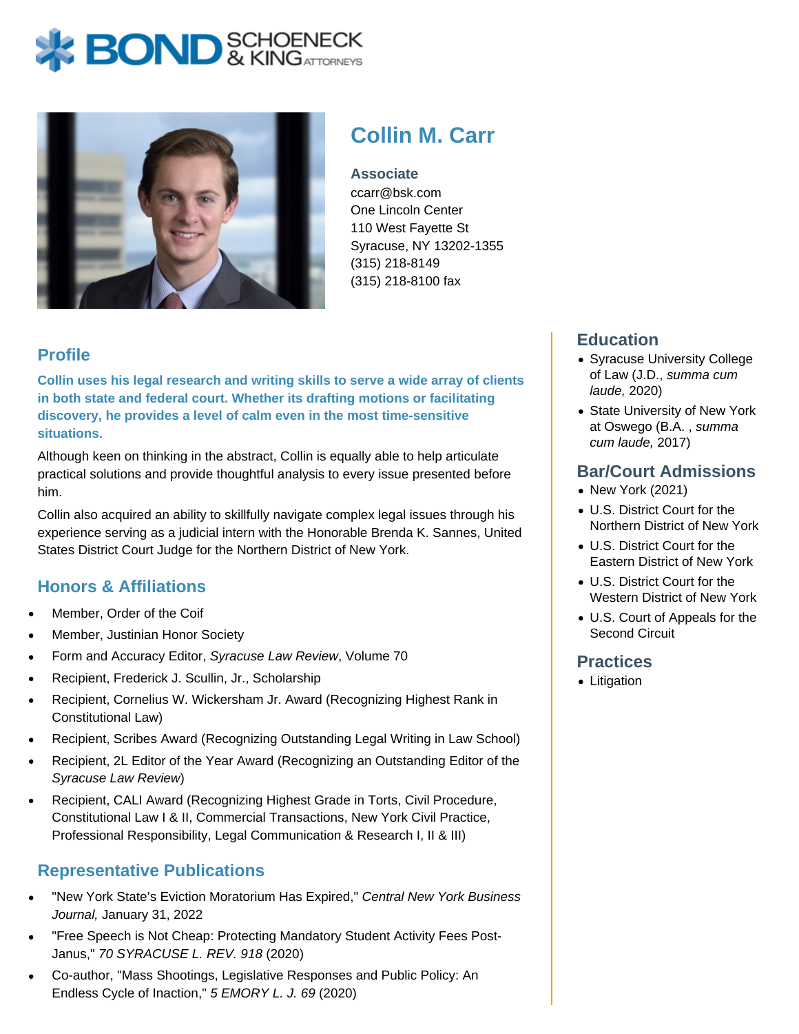# Collin M. Carr

**Associate**
ccarr@bsk.com
One Lincoln Center
110 West Fayette St
Syracuse, NY 13202-1355
(315) 218-8149
(315) 218-8100 fax

## Profile

**Collin uses his legal research and writing skills to serve a wide array of clients in both state and federal court. Whether its drafting motions or facilitating discovery, he provides a level of calm even in the most time-sensitive situations.**

Although keen on thinking in the abstract, Collin is equally able to help articulate practical solutions and provide thoughtful analysis to every issue presented before him.

Collin also acquired an ability to skillfully navigate complex legal issues through his experience serving as a judicial intern with the Honorable Brenda K. Sannes, United States District Court Judge for the Northern District of New York.

## Honors & Affiliations

- Member, Order of the Coif
- Member, Justinian Honor Society
- Form and Accuracy Editor, *Syracuse Law Review*, Volume 70
- Recipient, Frederick J. Scullin, Jr., Scholarship
- Recipient, Cornelius W. Wickersham Jr. Award (Recognizing Highest Rank in Constitutional Law)
- Recipient, Scribes Award (Recognizing Outstanding Legal Writing in Law School)
- Recipient, 2L Editor of the Year Award (Recognizing an Outstanding Editor of the *Syracuse Law Review*)
- Recipient, CALI Award (Recognizing Highest Grade in Torts, Civil Procedure, Constitutional Law I & II, Commercial Transactions, New York Civil Practice, Professional Responsibility, Legal Communication & Research I, II & III)

## Representative Publications

- "New York State's Eviction Moratorium Has Expired," *Central New York Business Journal,* January 31, 2022
- "Free Speech is Not Cheap: Protecting Mandatory Student Activity Fees Post-Janus," *70 SYRACUSE L. REV. 918* (2020)
- Co-author, "Mass Shootings, Legislative Responses and Public Policy: An Endless Cycle of Inaction," *5 EMORY L. J. 69* (2020)

## Education

- Syracuse University College of Law (J.D., *summa cum laude,* 2020)
- State University of New York at Oswego (B.A. , *summa cum laude,* 2017)

## Bar/Court Admissions

- New York (2021)
- U.S. District Court for the Northern District of New York
- U.S. District Court for the Eastern District of New York
- U.S. District Court for the Western District of New York
- U.S. Court of Appeals for the Second Circuit

## Practices

- Litigation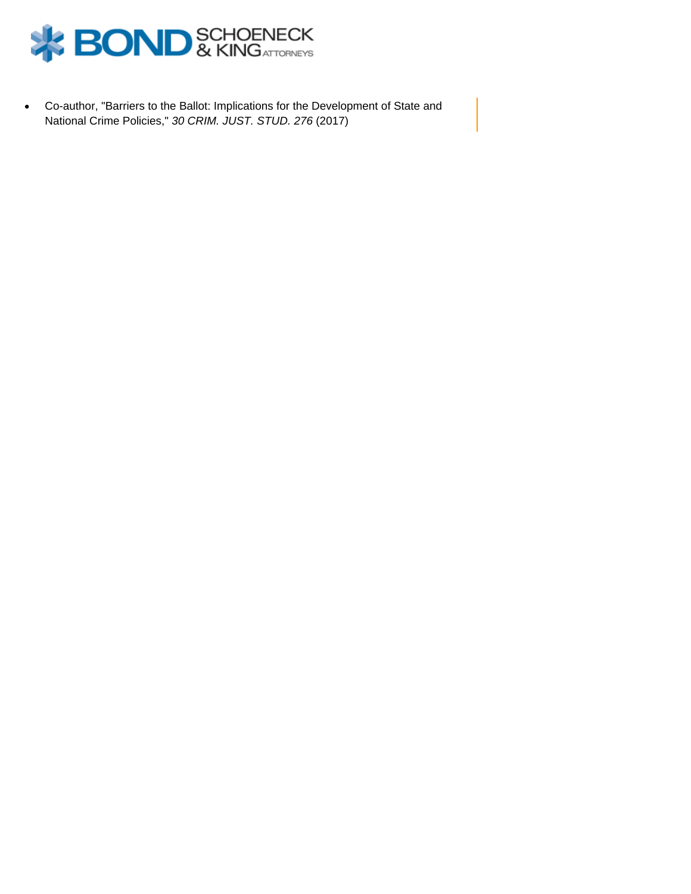- Co-author, "Barriers to the Ballot: Implications for the Development of State and National Crime Policies," *30 CRIM. JUST. STUD. 276* (2017)